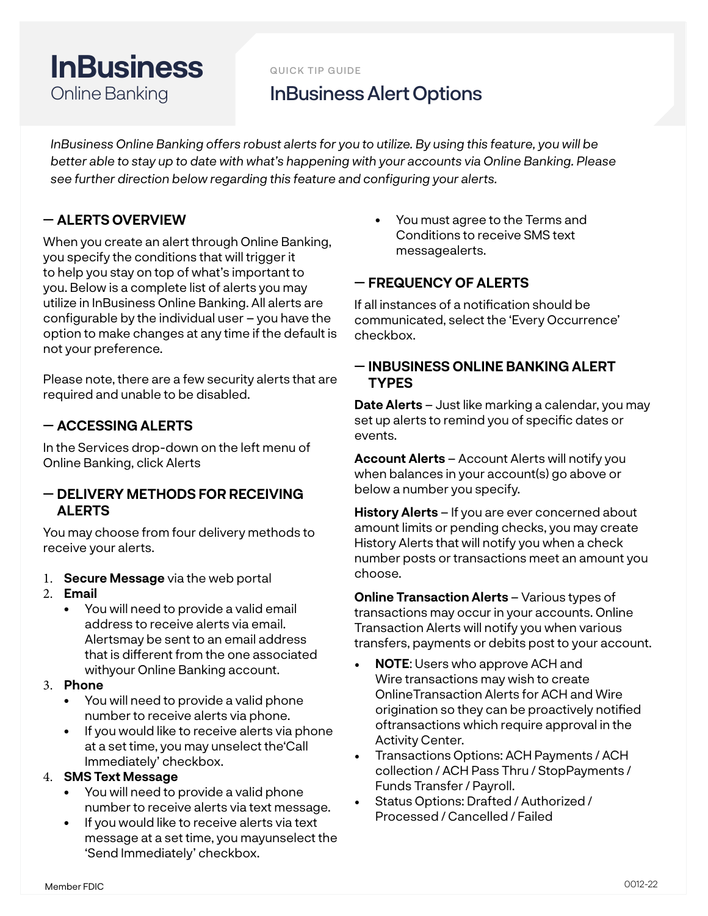# InBusiness
Online Banking

QUICK TIP GUIDE

## InBusiness Alert Options

*InBusiness Online Banking offers robust alerts for you to utilize. By using this feature, you will be better able to stay up to date with what's happening with your accounts via Online Banking. Please see further direction below regarding this feature and configuring your alerts.*

### — ALERTS OVERVIEW

When you create an alert through Online Banking, you specify the conditions that will trigger it to help you stay on top of what's important to you. Below is a complete list of alerts you may utilize in InBusiness Online Banking. All alerts are configurable by the individual user – you have the option to make changes at any time if the default is not your preference.

Please note, there are a few security alerts that are required and unable to be disabled.

### — ACCESSING ALERTS

In the Services drop-down on the left menu of Online Banking, click Alerts

### — DELIVERY METHODS FOR RECEIVING ALERTS

You may choose from four delivery methods to receive your alerts.

1. **Secure Message** via the web portal
2. **Email**
   - You will need to provide a valid email address to receive alerts via email. Alertsmay be sent to an email address that is different from the one associated withyour Online Banking account.
3. **Phone**
   - You will need to provide a valid phone number to receive alerts via phone.
   - If you would like to receive alerts via phone at a set time, you may unselect the'Call Immediately' checkbox.
4. **SMS Text Message**
   - You will need to provide a valid phone number to receive alerts via text message.
   - If you would like to receive alerts via text message at a set time, you mayunselect the 'Send Immediately' checkbox.
   - You must agree to the Terms and Conditions to receive SMS text messagealerts.

### — FREQUENCY OF ALERTS

If all instances of a notification should be communicated, select the 'Every Occurrence' checkbox.

### — INBUSINESS ONLINE BANKING ALERT TYPES

**Date Alerts** – Just like marking a calendar, you may set up alerts to remind you of specific dates or events.

**Account Alerts** – Account Alerts will notify you when balances in your account(s) go above or below a number you specify.

**History Alerts** – If you are ever concerned about amount limits or pending checks, you may create History Alerts that will notify you when a check number posts or transactions meet an amount you choose.

**Online Transaction Alerts** – Various types of transactions may occur in your accounts. Online Transaction Alerts will notify you when various transfers, payments or debits post to your account.

- **NOTE**: Users who approve ACH and Wire transactions may wish to create OnlineTransaction Alerts for ACH and Wire origination so they can be proactively notified oftransactions which require approval in the Activity Center.
- Transactions Options: ACH Payments / ACH collection / ACH Pass Thru / StopPayments / Funds Transfer / Payroll.
- Status Options: Drafted / Authorized / Processed / Cancelled / Failed

Member FDIC

0012-22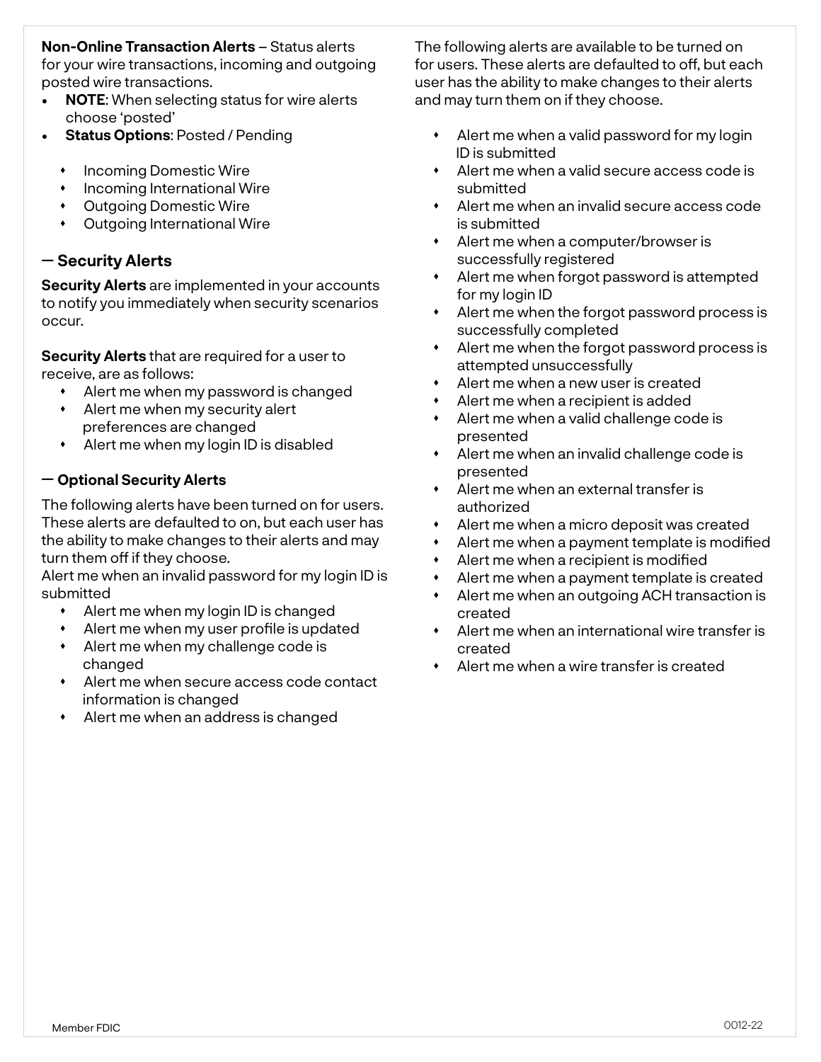**Non-Online Transaction Alerts** – Status alerts for your wire transactions, incoming and outgoing posted wire transactions.

- **NOTE**: When selecting status for wire alerts choose 'posted'
- **Status Options**: Posted / Pending
  - Incoming Domestic Wire
  - Incoming International Wire
  - Outgoing Domestic Wire
  - Outgoing International Wire

## — Security Alerts

**Security Alerts** are implemented in your accounts to notify you immediately when security scenarios occur.

**Security Alerts** that are required for a user to receive, are as follows:

- Alert me when my password is changed
- Alert me when my security alert preferences are changed
- Alert me when my login ID is disabled

## — Optional Security Alerts

The following alerts have been turned on for users. These alerts are defaulted to on, but each user has the ability to make changes to their alerts and may turn them off if they choose.
Alert me when an invalid password for my login ID is submitted

- Alert me when my login ID is changed
- Alert me when my user profile is updated
- Alert me when my challenge code is changed
- Alert me when secure access code contact information is changed
- Alert me when an address is changed

The following alerts are available to be turned on for users. These alerts are defaulted to off, but each user has the ability to make changes to their alerts and may turn them on if they choose.

- Alert me when a valid password for my login ID is submitted
- Alert me when a valid secure access code is submitted
- Alert me when an invalid secure access code is submitted
- Alert me when a computer/browser is successfully registered
- Alert me when forgot password is attempted for my login ID
- Alert me when the forgot password process is successfully completed
- Alert me when the forgot password process is attempted unsuccessfully
- Alert me when a new user is created
- Alert me when a recipient is added
- Alert me when a valid challenge code is presented
- Alert me when an invalid challenge code is presented
- Alert me when an external transfer is authorized
- Alert me when a micro deposit was created
- Alert me when a payment template is modified
- Alert me when a recipient is modified
- Alert me when a payment template is created
- Alert me when an outgoing ACH transaction is created
- Alert me when an international wire transfer is created
- Alert me when a wire transfer is created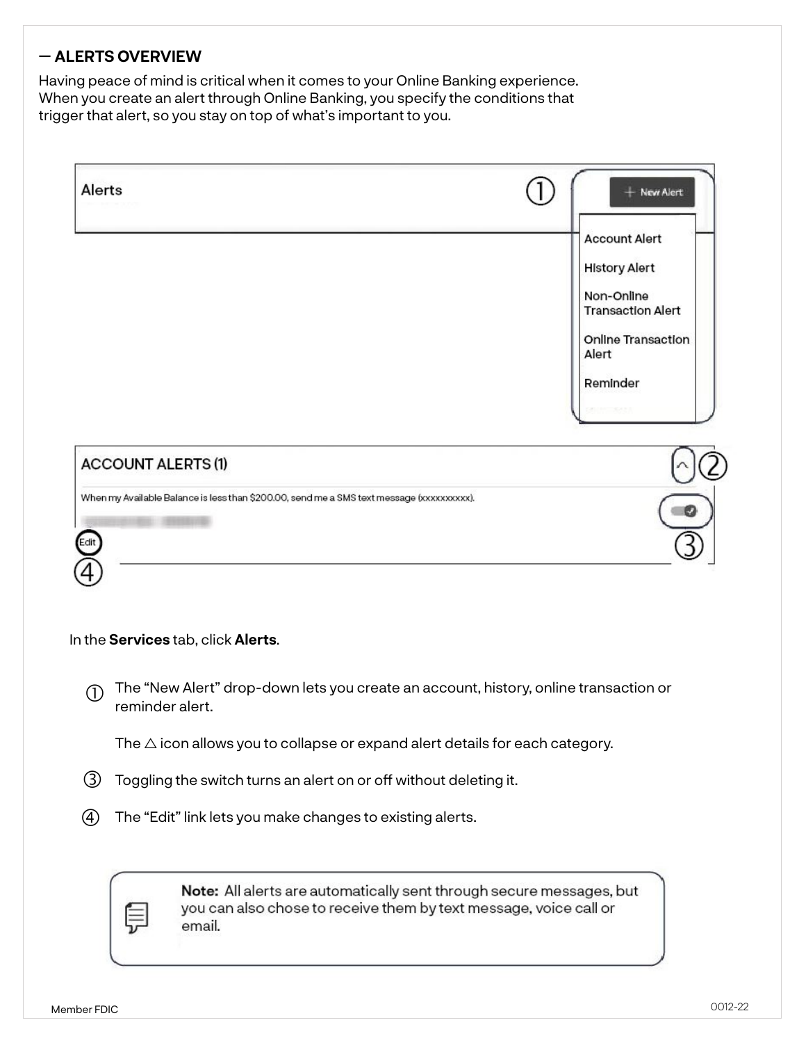## — ALERTS OVERVIEW

Having peace of mind is critical when it comes to your Online Banking experience. When you create an alert through Online Banking, you specify the conditions that trigger that alert, so you stay on top of what's important to you.

In the **Services** tab, click **Alerts**.

① The "New Alert" drop-down lets you create an account, history, online transaction or reminder alert.

The △ icon allows you to collapse or expand alert details for each category.

③ Toggling the switch turns an alert on or off without deleting it.

④ The "Edit" link lets you make changes to existing alerts.

> **Note:** All alerts are automatically sent through secure messages, but you can also chose to receive them by text message, voice call or email.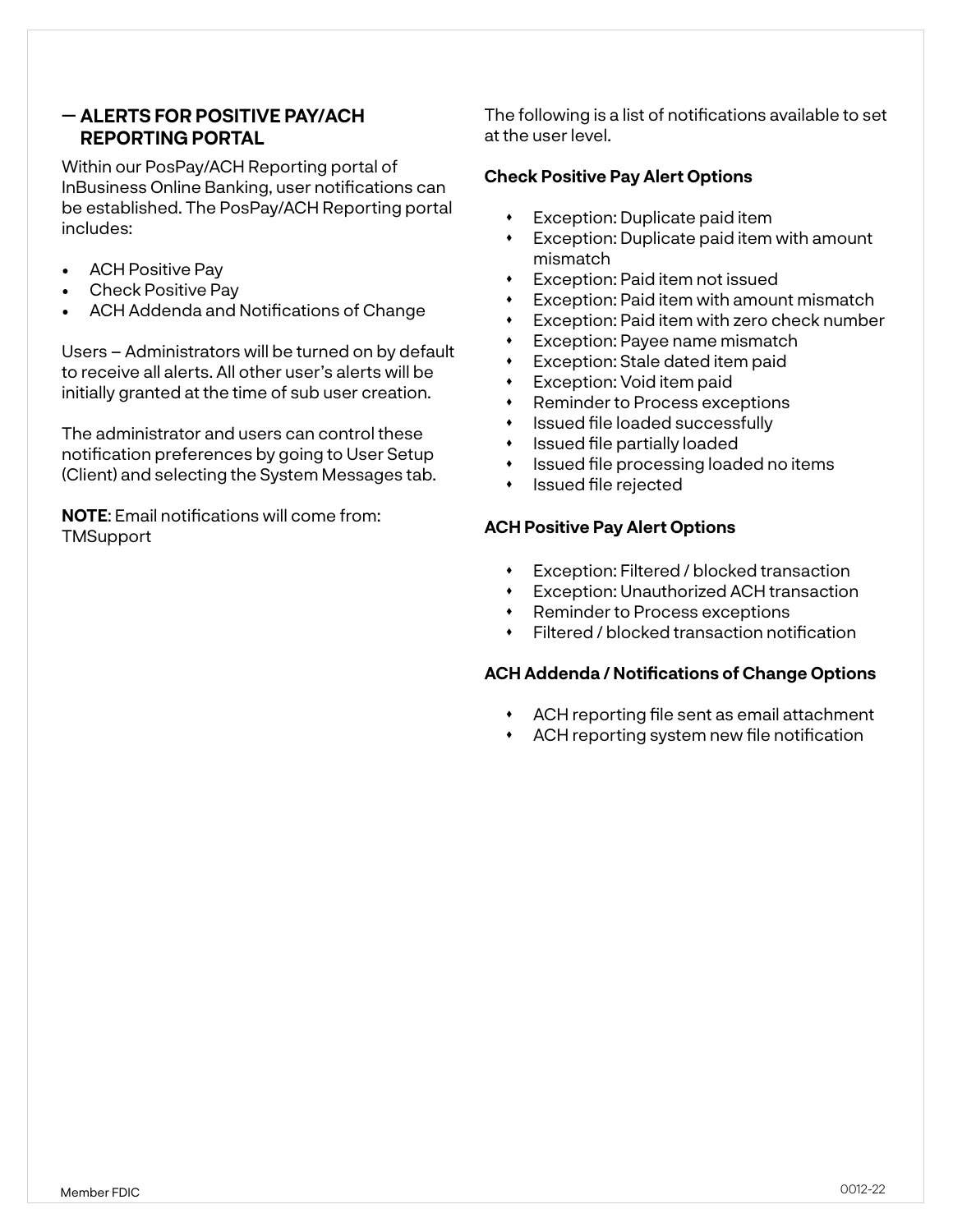## — ALERTS FOR POSITIVE PAY/ACH REPORTING PORTAL

Within our PosPay/ACH Reporting portal of InBusiness Online Banking, user notifications can be established. The PosPay/ACH Reporting portal includes:

- ACH Positive Pay
- Check Positive Pay
- ACH Addenda and Notifications of Change

Users – Administrators will be turned on by default to receive all alerts. All other user's alerts will be initially granted at the time of sub user creation.

The administrator and users can control these notification preferences by going to User Setup (Client) and selecting the System Messages tab.

**NOTE**: Email notifications will come from: TMSupport

The following is a list of notifications available to set at the user level.

**Check Positive Pay Alert Options**

- Exception: Duplicate paid item
- Exception: Duplicate paid item with amount mismatch
- Exception: Paid item not issued
- Exception: Paid item with amount mismatch
- Exception: Paid item with zero check number
- Exception: Payee name mismatch
- Exception: Stale dated item paid
- Exception: Void item paid
- Reminder to Process exceptions
- Issued file loaded successfully
- Issued file partially loaded
- Issued file processing loaded no items
- Issued file rejected

**ACH Positive Pay Alert Options**

- Exception: Filtered / blocked transaction
- Exception: Unauthorized ACH transaction
- Reminder to Process exceptions
- Filtered / blocked transaction notification

**ACH Addenda / Notifications of Change Options**

- ACH reporting file sent as email attachment
- ACH reporting system new file notification

Member FDIC

0012-22